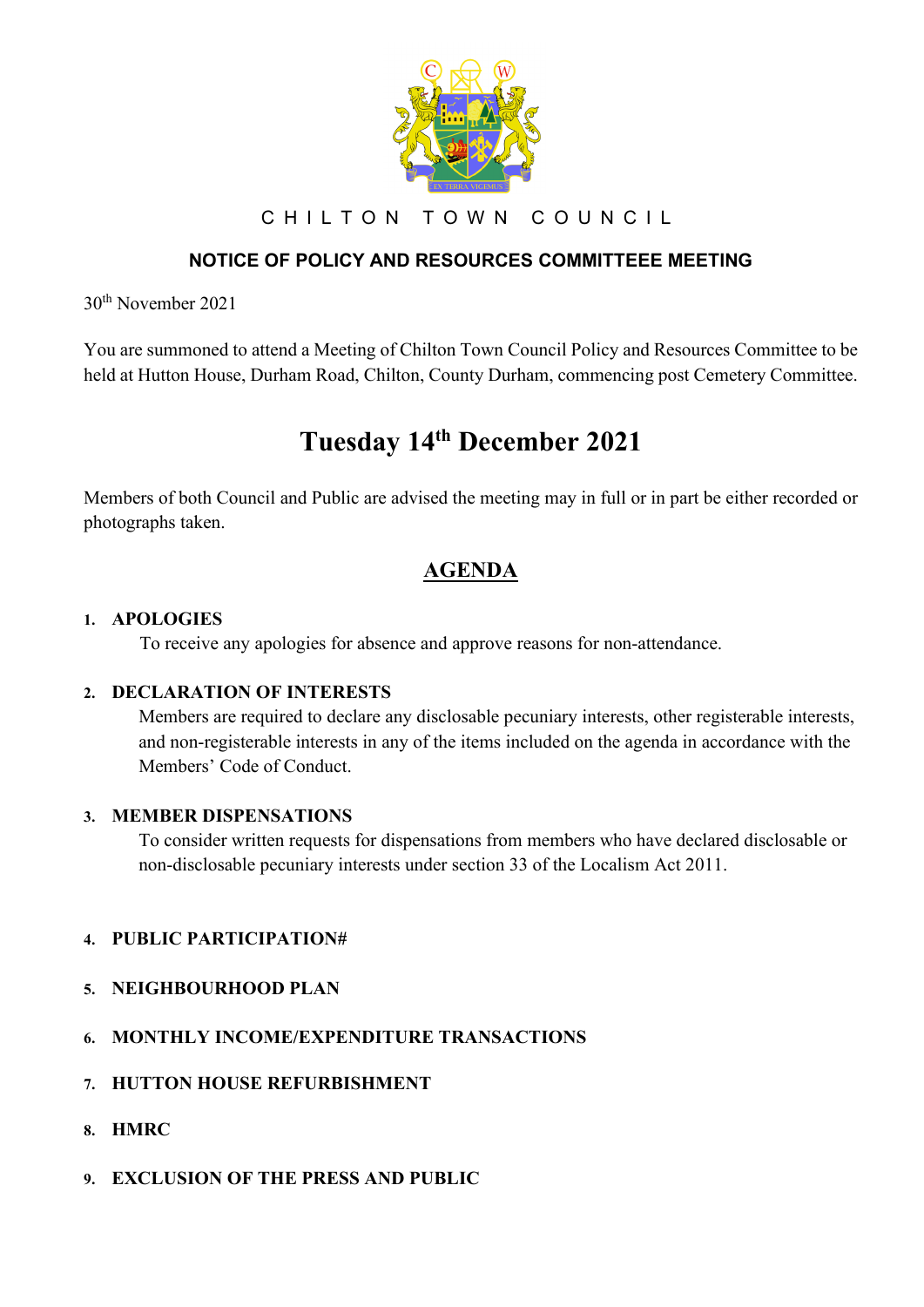C H I L T O N   T O W N   C O U N C I L

## NOTICE OF POLICY AND RESOURCES COMMITTEEE MEETING

30th November 2021

You are summoned to attend a Meeting of Chilton Town Council Policy and Resources Committee to be held at Hutton House, Durham Road, Chilton, County Durham, commencing post Cemetery Committee.

# Tuesday 14th December 2021

Members of both Council and Public are advised the meeting may in full or in part be either recorded or photographs taken.

## AGENDA

1. **APOLOGIES**
   To receive any apologies for absence and approve reasons for non-attendance.

2. **DECLARATION OF INTERESTS**
   Members are required to declare any disclosable pecuniary interests, other registerable interests, and non-registerable interests in any of the items included on the agenda in accordance with the Members' Code of Conduct.

3. **MEMBER DISPENSATIONS**
   To consider written requests for dispensations from members who have declared disclosable or non-disclosable pecuniary interests under section 33 of the Localism Act 2011.

4. **PUBLIC PARTICIPATION#**

5. **NEIGHBOURHOOD PLAN**

6. **MONTHLY INCOME/EXPENDITURE TRANSACTIONS**

7. **HUTTON HOUSE REFURBISHMENT**

8. **HMRC**

9. **EXCLUSION OF THE PRESS AND PUBLIC**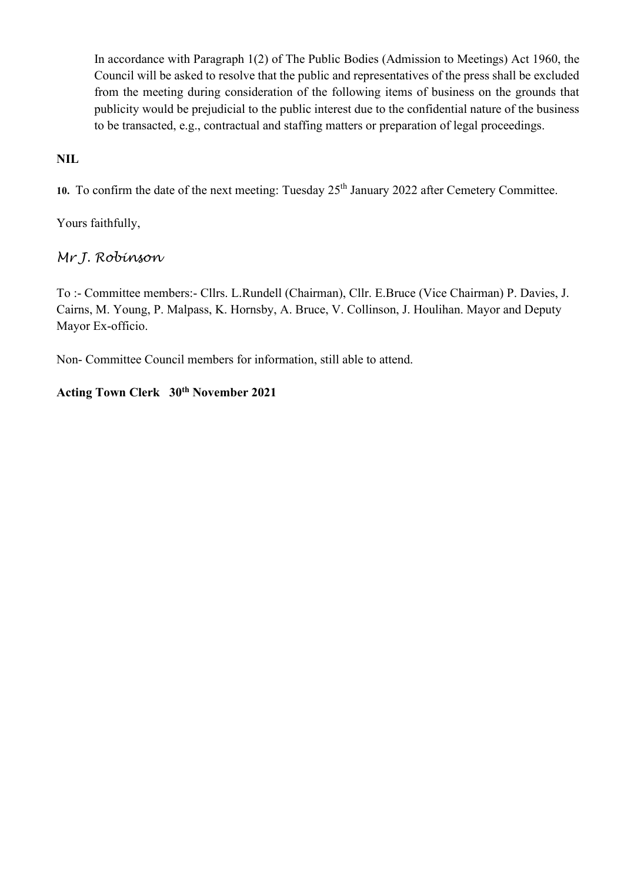In accordance with Paragraph 1(2) of The Public Bodies (Admission to Meetings) Act 1960, the Council will be asked to resolve that the public and representatives of the press shall be excluded from the meeting during consideration of the following items of business on the grounds that publicity would be prejudicial to the public interest due to the confidential nature of the business to be transacted, e.g., contractual and staffing matters or preparation of legal proceedings.

**NIL**

**10.** To confirm the date of the next meeting: Tuesday 25th January 2022 after Cemetery Committee.

Yours faithfully,

*Mr J. Robinson*

To :- Committee members:- Cllrs. L.Rundell (Chairman), Cllr. E.Bruce (Vice Chairman) P. Davies, J. Cairns, M. Young, P. Malpass, K. Hornsby, A. Bruce, V. Collinson, J. Houlihan. Mayor and Deputy Mayor Ex-officio.

Non- Committee Council members for information, still able to attend.

**Acting Town Clerk 30th November 2021**